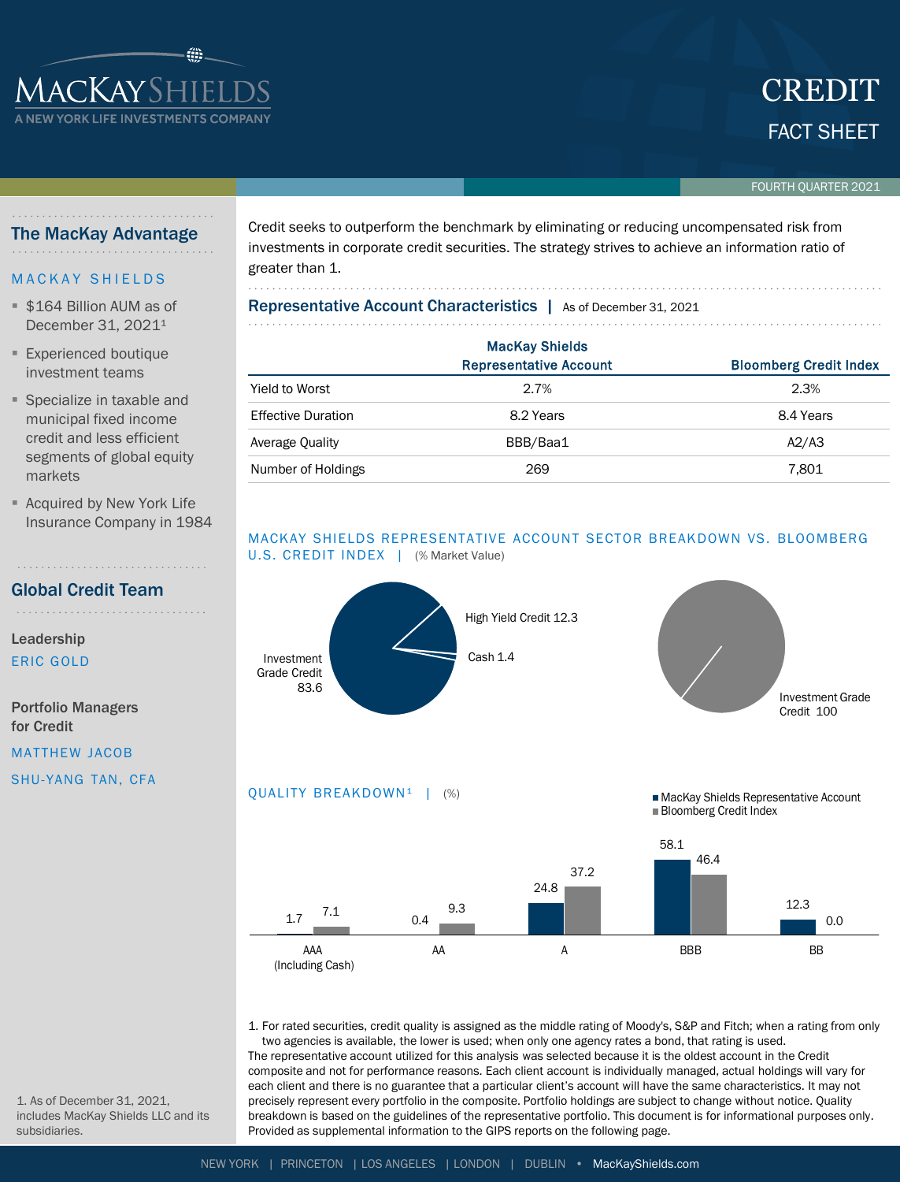# MACKAY SHIELDS

A NEW YORK LIFE INVESTMENTS COMPANY

# CREDIT

## FACT SHEET

FOURTH QUARTER 2021

## The MacKay Advantage

**MACKAY SHIELDS**

- $164 Billion AUM as of December 31, 2021[1]
- Experienced boutique investment teams
- Specialize in taxable and municipal fixed income credit and less efficient segments of global equity markets
- Acquired by New York Life Insurance Company in 1984

## Global Credit Team

**Leadership**

ERIC GOLD

**Portfolio Managers for Credit**

MATTHEW JACOB

SHU-YANG TAN, CFA

1. As of December 31, 2021, includes MacKay Shields LLC and its subsidiaries.

Credit seeks to outperform the benchmark by eliminating or reducing uncompensated risk from investments in corporate credit securities. The strategy strives to achieve an information ratio of greater than 1.

## Representative Account Characteristics | As of December 31, 2021

| | MacKay Shields Representative Account | Bloomberg Credit Index |
|---|---|---|
| Yield to Worst | 2.7% | 2.3% |
| Effective Duration | 8.2 Years | 8.4 Years |
| Average Quality | BBB/Baa1 | A2/A3 |
| Number of Holdings | 269 | 7,801 |

## MACKAY SHIELDS REPRESENTATIVE ACCOUNT SECTOR BREAKDOWN VS. BLOOMBERG U.S. CREDIT INDEX | (% Market Value)

| Sector | MacKay Shields Representative Account | Bloomberg U.S. Credit Index |
|---|---|---|
| Investment Grade Credit | 83.6 | 100 |
| High Yield Credit | 12.3 | |
| Cash | 1.4 | |

## QUALITY BREAKDOWN[1] | (%)

| | MacKay Shields Representative Account | Bloomberg Credit Index |
|---|---|---|
| AAA (Including Cash) | 1.7 | 7.1 |
| AA | 0.4 | 9.3 |
| A | 24.8 | 37.2 |
| BBB | 58.1 | 46.4 |
| BB | 12.3 | 0.0 |

1. For rated securities, credit quality is assigned as the middle rating of Moody's, S&P and Fitch; when a rating from only two agencies is available, the lower is used; when only one agency rates a bond, that rating is used.

The representative account utilized for this analysis was selected because it is the oldest account in the Credit composite and not for performance reasons. Each client account is individually managed, actual holdings will vary for each client and there is no guarantee that a particular client's account will have the same characteristics. It may not precisely represent every portfolio in the composite. Portfolio holdings are subject to change without notice. Quality breakdown is based on the guidelines of the representative portfolio. This document is for informational purposes only. Provided as supplemental information to the GIPS reports on the following page.

NEW YORK | PRINCETON | LOS ANGELES | LONDON | DUBLIN • MacKayShields.com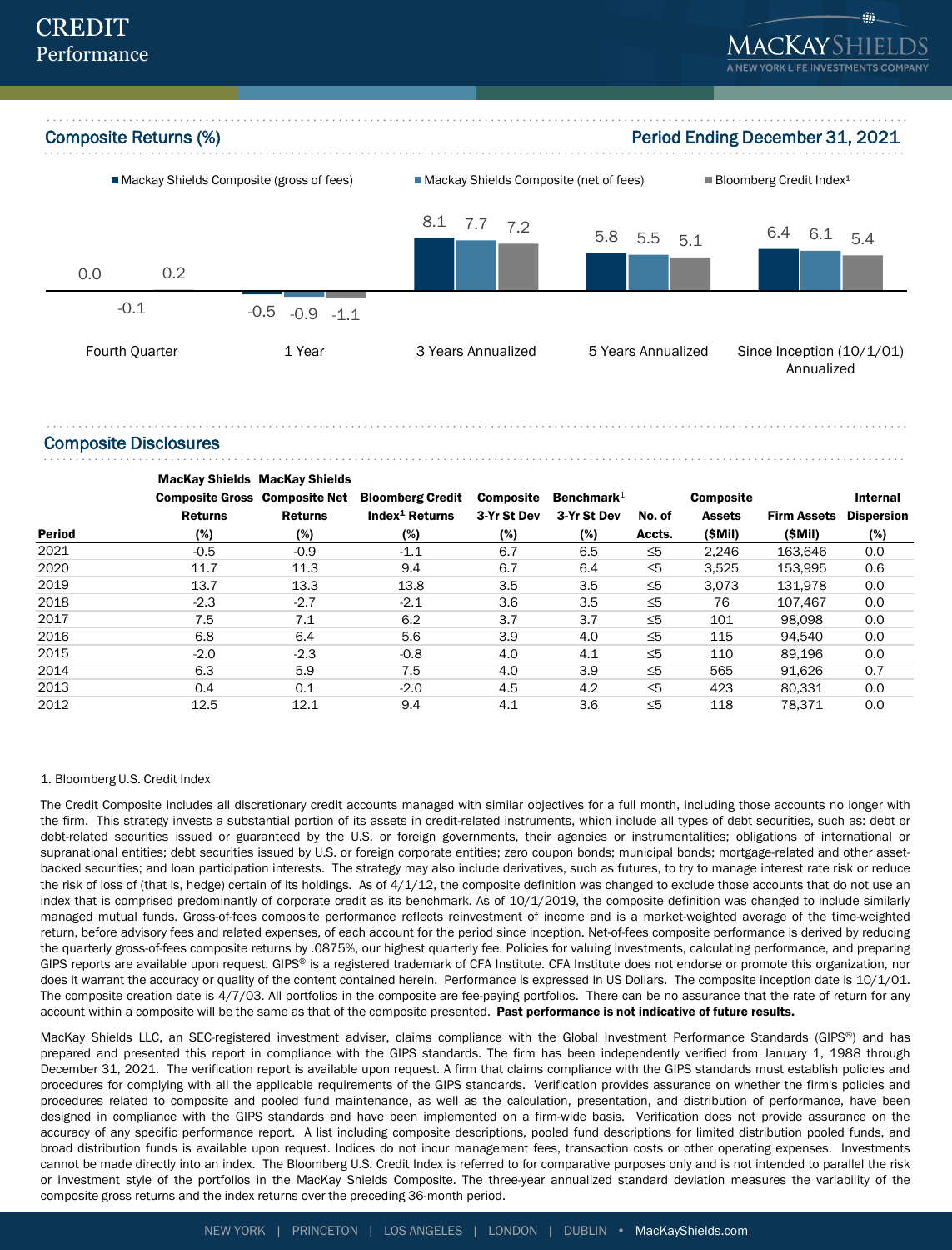# CREDIT
## Performance

## Composite Returns (%) — Period Ending December 31, 2021

| | Mackay Shields Composite (gross of fees) | Mackay Shields Composite (net of fees) | Bloomberg Credit Index[1] |
|---|---|---|---|
| Fourth Quarter | 0.0 | -0.1 | 0.2 |
| 1 Year | -0.5 | -0.9 | -1.1 |
| 3 Years Annualized | 8.1 | 7.7 | 7.2 |
| 5 Years Annualized | 5.8 | 5.5 | 5.1 |
| Since Inception (10/1/01) Annualized | 6.4 | 6.1 | 5.4 |

## Composite Disclosures

| Period | MacKay Shields Composite Gross Returns (%) | MacKay Shields Composite Net Returns (%) | Bloomberg Credit Index[1] Returns (%) | Composite 3-Yr St Dev (%) | Benchmark[1] 3-Yr St Dev (%) | No. of Accts. | Composite Assets ($Mil) | Firm Assets ($Mil) | Internal Dispersion (%) |
|---|---|---|---|---|---|---|---|---|---|
| 2021 | -0.5 | -0.9 | -1.1 | 6.7 | 6.5 | ≤5 | 2,246 | 163,646 | 0.0 |
| 2020 | 11.7 | 11.3 | 9.4 | 6.7 | 6.4 | ≤5 | 3,525 | 153,995 | 0.6 |
| 2019 | 13.7 | 13.3 | 13.8 | 3.5 | 3.5 | ≤5 | 3,073 | 131,978 | 0.0 |
| 2018 | -2.3 | -2.7 | -2.1 | 3.6 | 3.5 | ≤5 | 76 | 107,467 | 0.0 |
| 2017 | 7.5 | 7.1 | 6.2 | 3.7 | 3.7 | ≤5 | 101 | 98,098 | 0.0 |
| 2016 | 6.8 | 6.4 | 5.6 | 3.9 | 4.0 | ≤5 | 115 | 94,540 | 0.0 |
| 2015 | -2.0 | -2.3 | -0.8 | 4.0 | 4.1 | ≤5 | 110 | 89,196 | 0.0 |
| 2014 | 6.3 | 5.9 | 7.5 | 4.0 | 3.9 | ≤5 | 565 | 91,626 | 0.7 |
| 2013 | 0.4 | 0.1 | -2.0 | 4.5 | 4.2 | ≤5 | 423 | 80,331 | 0.0 |
| 2012 | 12.5 | 12.1 | 9.4 | 4.1 | 3.6 | ≤5 | 118 | 78,371 | 0.0 |

1. Bloomberg U.S. Credit Index

The Credit Composite includes all discretionary credit accounts managed with similar objectives for a full month, including those accounts no longer with the firm. This strategy invests a substantial portion of its assets in credit-related instruments, which include all types of debt securities, such as: debt or debt-related securities issued or guaranteed by the U.S. or foreign governments, their agencies or instrumentalities; obligations of international or supranational entities; debt securities issued by U.S. or foreign corporate entities; zero coupon bonds; municipal bonds; mortgage-related and other asset-backed securities; and loan participation interests. The strategy may also include derivatives, such as futures, to try to manage interest rate risk or reduce the risk of loss of (that is, hedge) certain of its holdings. As of 4/1/12, the composite definition was changed to exclude those accounts that do not use an index that is comprised predominantly of corporate credit as its benchmark. As of 10/1/2019, the composite definition was changed to include similarly managed mutual funds. Gross-of-fees composite performance reflects reinvestment of income and is a market-weighted average of the time-weighted return, before advisory fees and related expenses, of each account for the period since inception. Net-of-fees composite performance is derived by reducing the quarterly gross-of-fees composite returns by .0875%, our highest quarterly fee. Policies for valuing investments, calculating performance, and preparing GIPS reports are available upon request. GIPS® is a registered trademark of CFA Institute. CFA Institute does not endorse or promote this organization, nor does it warrant the accuracy or quality of the content contained herein. Performance is expressed in US Dollars. The composite inception date is 10/1/01. The composite creation date is 4/7/03. All portfolios in the composite are fee-paying portfolios. There can be no assurance that the rate of return for any account within a composite will be the same as that of the composite presented. **Past performance is not indicative of future results.**

MacKay Shields LLC, an SEC-registered investment adviser, claims compliance with the Global Investment Performance Standards (GIPS®) and has prepared and presented this report in compliance with the GIPS standards. The firm has been independently verified from January 1, 1988 through December 31, 2021. The verification report is available upon request. A firm that claims compliance with the GIPS standards must establish policies and procedures for complying with all the applicable requirements of the GIPS standards. Verification provides assurance on whether the firm's policies and procedures related to composite and pooled fund maintenance, as well as the calculation, presentation, and distribution of performance, have been designed in compliance with the GIPS standards and have been implemented on a firm-wide basis. Verification does not provide assurance on the accuracy of any specific performance report. A list including composite descriptions, pooled fund descriptions for limited distribution pooled funds, and broad distribution funds is available upon request. Indices do not incur management fees, transaction costs or other operating expenses. Investments cannot be made directly into an index. The Bloomberg U.S. Credit Index is referred to for comparative purposes only and is not intended to parallel the risk or investment style of the portfolios in the MacKay Shields Composite. The three-year annualized standard deviation measures the variability of the composite gross returns and the index returns over the preceding 36-month period.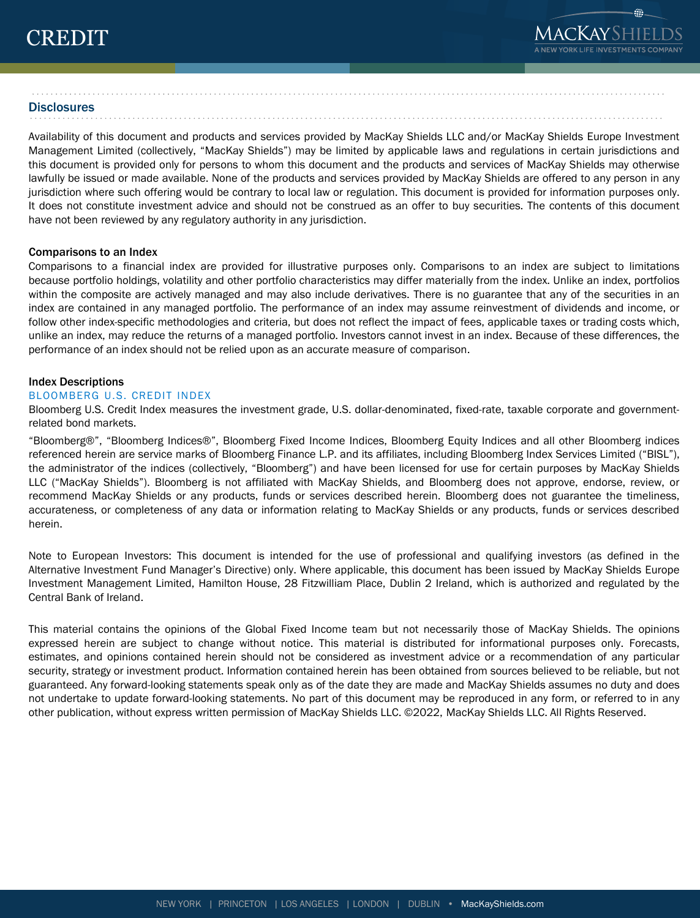## Disclosures

Availability of this document and products and services provided by MacKay Shields LLC and/or MacKay Shields Europe Investment Management Limited (collectively, "MacKay Shields") may be limited by applicable laws and regulations in certain jurisdictions and this document is provided only for persons to whom this document and the products and services of MacKay Shields may otherwise lawfully be issued or made available. None of the products and services provided by MacKay Shields are offered to any person in any jurisdiction where such offering would be contrary to local law or regulation. This document is provided for information purposes only. It does not constitute investment advice and should not be construed as an offer to buy securities. The contents of this document have not been reviewed by any regulatory authority in any jurisdiction.

**Comparisons to an Index**

Comparisons to a financial index are provided for illustrative purposes only. Comparisons to an index are subject to limitations because portfolio holdings, volatility and other portfolio characteristics may differ materially from the index. Unlike an index, portfolios within the composite are actively managed and may also include derivatives. There is no guarantee that any of the securities in an index are contained in any managed portfolio. The performance of an index may assume reinvestment of dividends and income, or follow other index-specific methodologies and criteria, but does not reflect the impact of fees, applicable taxes or trading costs which, unlike an index, may reduce the returns of a managed portfolio. Investors cannot invest in an index. Because of these differences, the performance of an index should not be relied upon as an accurate measure of comparison.

**Index Descriptions**

BLOOMBERG U.S. CREDIT INDEX

Bloomberg U.S. Credit Index measures the investment grade, U.S. dollar-denominated, fixed-rate, taxable corporate and government-related bond markets.

"Bloomberg®", "Bloomberg Indices®", Bloomberg Fixed Income Indices, Bloomberg Equity Indices and all other Bloomberg indices referenced herein are service marks of Bloomberg Finance L.P. and its affiliates, including Bloomberg Index Services Limited ("BISL"), the administrator of the indices (collectively, "Bloomberg") and have been licensed for use for certain purposes by MacKay Shields LLC ("MacKay Shields"). Bloomberg is not affiliated with MacKay Shields, and Bloomberg does not approve, endorse, review, or recommend MacKay Shields or any products, funds or services described herein. Bloomberg does not guarantee the timeliness, accurateness, or completeness of any data or information relating to MacKay Shields or any products, funds or services described herein.

Note to European Investors: This document is intended for the use of professional and qualifying investors (as defined in the Alternative Investment Fund Manager's Directive) only. Where applicable, this document has been issued by MacKay Shields Europe Investment Management Limited, Hamilton House, 28 Fitzwilliam Place, Dublin 2 Ireland, which is authorized and regulated by the Central Bank of Ireland.

This material contains the opinions of the Global Fixed Income team but not necessarily those of MacKay Shields. The opinions expressed herein are subject to change without notice. This material is distributed for informational purposes only. Forecasts, estimates, and opinions contained herein should not be considered as investment advice or a recommendation of any particular security, strategy or investment product. Information contained herein has been obtained from sources believed to be reliable, but not guaranteed. Any forward-looking statements speak only as of the date they are made and MacKay Shields assumes no duty and does not undertake to update forward-looking statements. No part of this document may be reproduced in any form, or referred to in any other publication, without express written permission of MacKay Shields LLC. ©2022, MacKay Shields LLC. All Rights Reserved.